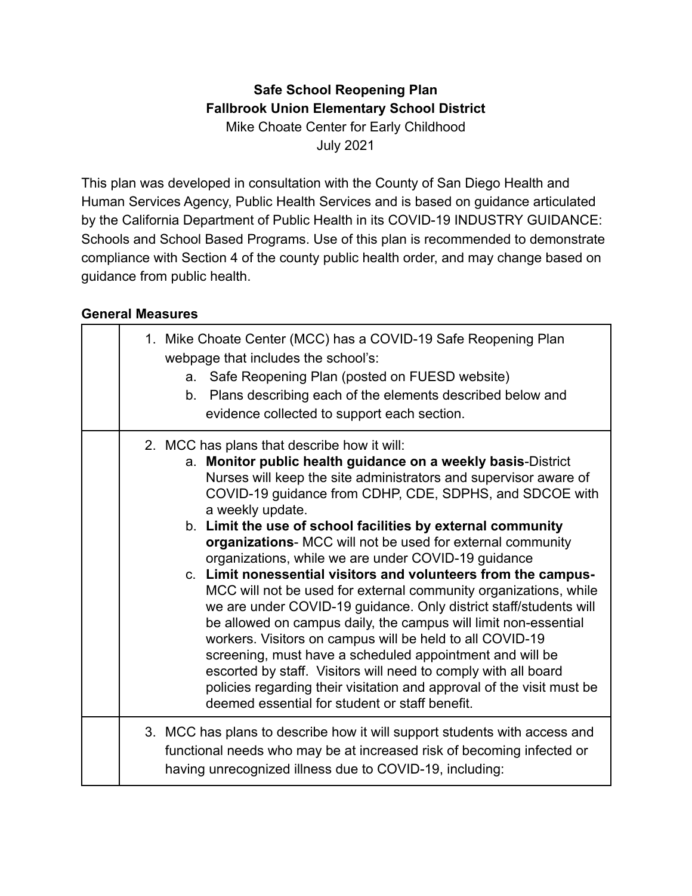**Safe School Reopening Plan**
**Fallbrook Union Elementary School District**
Mike Choate Center for Early Childhood
July 2021

This plan was developed in consultation with the County of San Diego Health and Human Services Agency, Public Health Services and is based on guidance articulated by the California Department of Public Health in its COVID-19 INDUSTRY GUIDANCE: Schools and School Based Programs. Use of this plan is recommended to demonstrate compliance with Section 4 of the county public health order, and may change based on guidance from public health.

**General Measures**

| | |
|---|---|
| | 1. Mike Choate Center (MCC) has a COVID-19 Safe Reopening Plan webpage that includes the school's:<br>a. Safe Reopening Plan (posted on FUESD website)<br>b. Plans describing each of the elements described below and evidence collected to support each section. |
| | 2. MCC has plans that describe how it will:<br>a. **Monitor public health guidance on a weekly basis**-District Nurses will keep the site administrators and supervisor aware of COVID-19 guidance from CDHP, CDE, SDPHS, and SDCOE with a weekly update.<br>b. **Limit the use of school facilities by external community organizations**- MCC will not be used for external community organizations, while we are under COVID-19 guidance<br>c. **Limit nonessential visitors and volunteers from the campus-** MCC will not be used for external community organizations, while we are under COVID-19 guidance. Only district staff/students will be allowed on campus daily, the campus will limit non-essential workers. Visitors on campus will be held to all COVID-19 screening, must have a scheduled appointment and will be escorted by staff. Visitors will need to comply with all board policies regarding their visitation and approval of the visit must be deemed essential for student or staff benefit. |
| | 3. MCC has plans to describe how it will support students with access and functional needs who may be at increased risk of becoming infected or having unrecognized illness due to COVID-19, including: |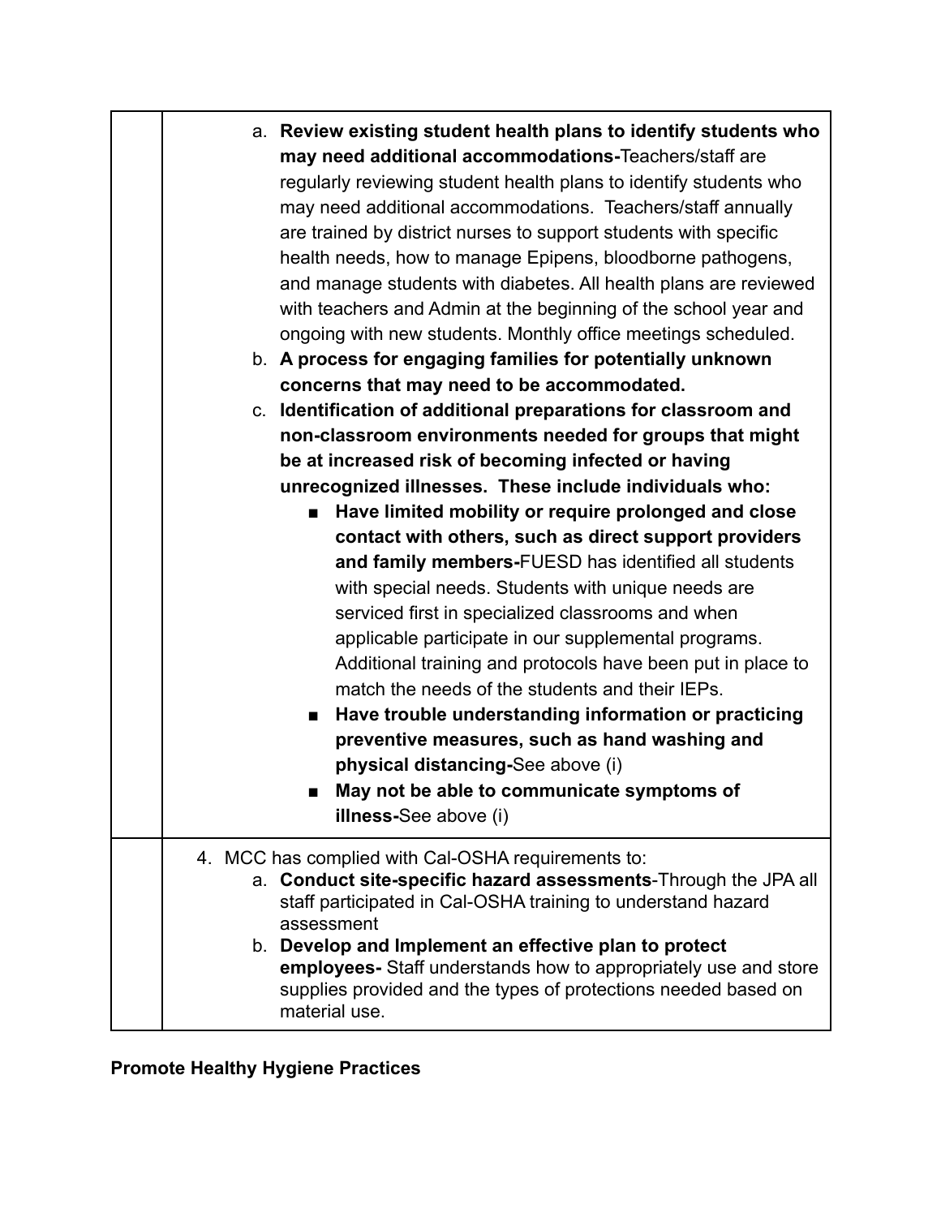| | |
|---|---|
| | a. **Review existing student health plans to identify students who may need additional accommodations-**Teachers/staff are regularly reviewing student health plans to identify students who may need additional accommodations. Teachers/staff annually are trained by district nurses to support students with specific health needs, how to manage Epipens, bloodborne pathogens, and manage students with diabetes. All health plans are reviewed with teachers and Admin at the beginning of the school year and ongoing with new students. Monthly office meetings scheduled.<br>b. **A process for engaging families for potentially unknown concerns that may need to be accommodated.**<br>c. **Identification of additional preparations for classroom and non-classroom environments needed for groups that might be at increased risk of becoming infected or having unrecognized illnesses. These include individuals who:**<br>■ **Have limited mobility or require prolonged and close contact with others, such as direct support providers and family members-**FUESD has identified all students with special needs. Students with unique needs are serviced first in specialized classrooms and when applicable participate in our supplemental programs. Additional training and protocols have been put in place to match the needs of the students and their IEPs.<br>■ **Have trouble understanding information or practicing preventive measures, such as hand washing and physical distancing-**See above (i)<br>■ **May not be able to communicate symptoms of illness-**See above (i) |
| | 4. MCC has complied with Cal-OSHA requirements to:<br>a. **Conduct site-specific hazard assessments**-Through the JPA all staff participated in Cal-OSHA training to understand hazard assessment<br>b. **Develop and Implement an effective plan to protect employees-** Staff understands how to appropriately use and store supplies provided and the types of protections needed based on material use. |

**Promote Healthy Hygiene Practices**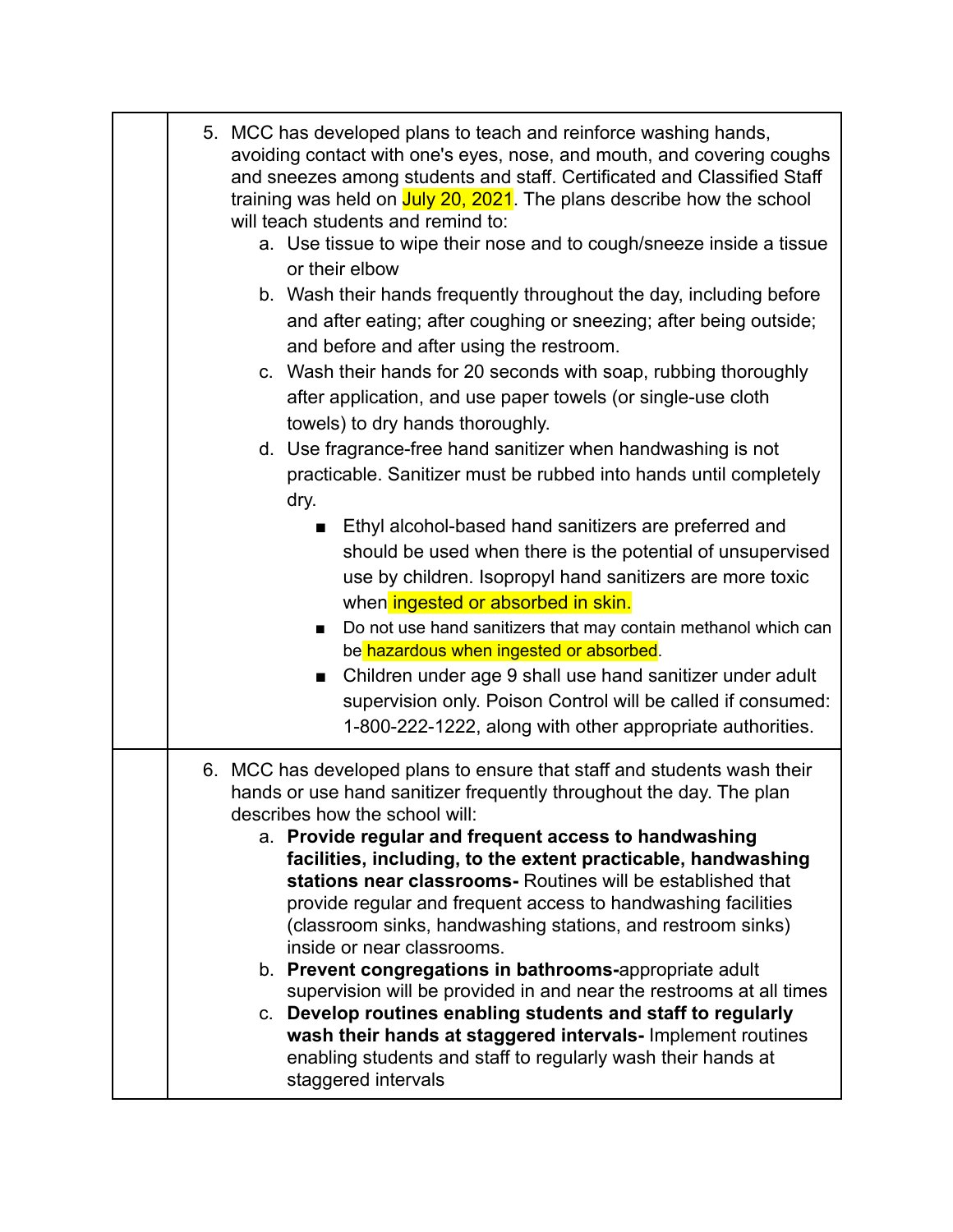|   |   |
|---|---|
|   | 5. MCC has developed plans to teach and reinforce washing hands, avoiding contact with one's eyes, nose, and mouth, and covering coughs and sneezes among students and staff. Certificated and Classified Staff training was held on July 20, 2021. The plans describe how the school will teach students and remind to:<br>a. Use tissue to wipe their nose and to cough/sneeze inside a tissue or their elbow<br>b. Wash their hands frequently throughout the day, including before and after eating; after coughing or sneezing; after being outside; and before and after using the restroom.<br>c. Wash their hands for 20 seconds with soap, rubbing thoroughly after application, and use paper towels (or single-use cloth towels) to dry hands thoroughly.<br>d. Use fragrance-free hand sanitizer when handwashing is not practicable. Sanitizer must be rubbed into hands until completely dry.<br>■ Ethyl alcohol-based hand sanitizers are preferred and should be used when there is the potential of unsupervised use by children. Isopropyl hand sanitizers are more toxic when ingested or absorbed in skin.<br>■ Do not use hand sanitizers that may contain methanol which can be hazardous when ingested or absorbed.<br>■ Children under age 9 shall use hand sanitizer under adult supervision only. Poison Control will be called if consumed: 1-800-222-1222, along with other appropriate authorities. |
|   | 6. MCC has developed plans to ensure that staff and students wash their hands or use hand sanitizer frequently throughout the day. The plan describes how the school will:<br>a. **Provide regular and frequent access to handwashing facilities, including, to the extent practicable, handwashing stations near classrooms-** Routines will be established that provide regular and frequent access to handwashing facilities (classroom sinks, handwashing stations, and restroom sinks) inside or near classrooms.<br>b. **Prevent congregations in bathrooms-**appropriate adult supervision will be provided in and near the restrooms at all times<br>c. **Develop routines enabling students and staff to regularly wash their hands at staggered intervals-** Implement routines enabling students and staff to regularly wash their hands at staggered intervals |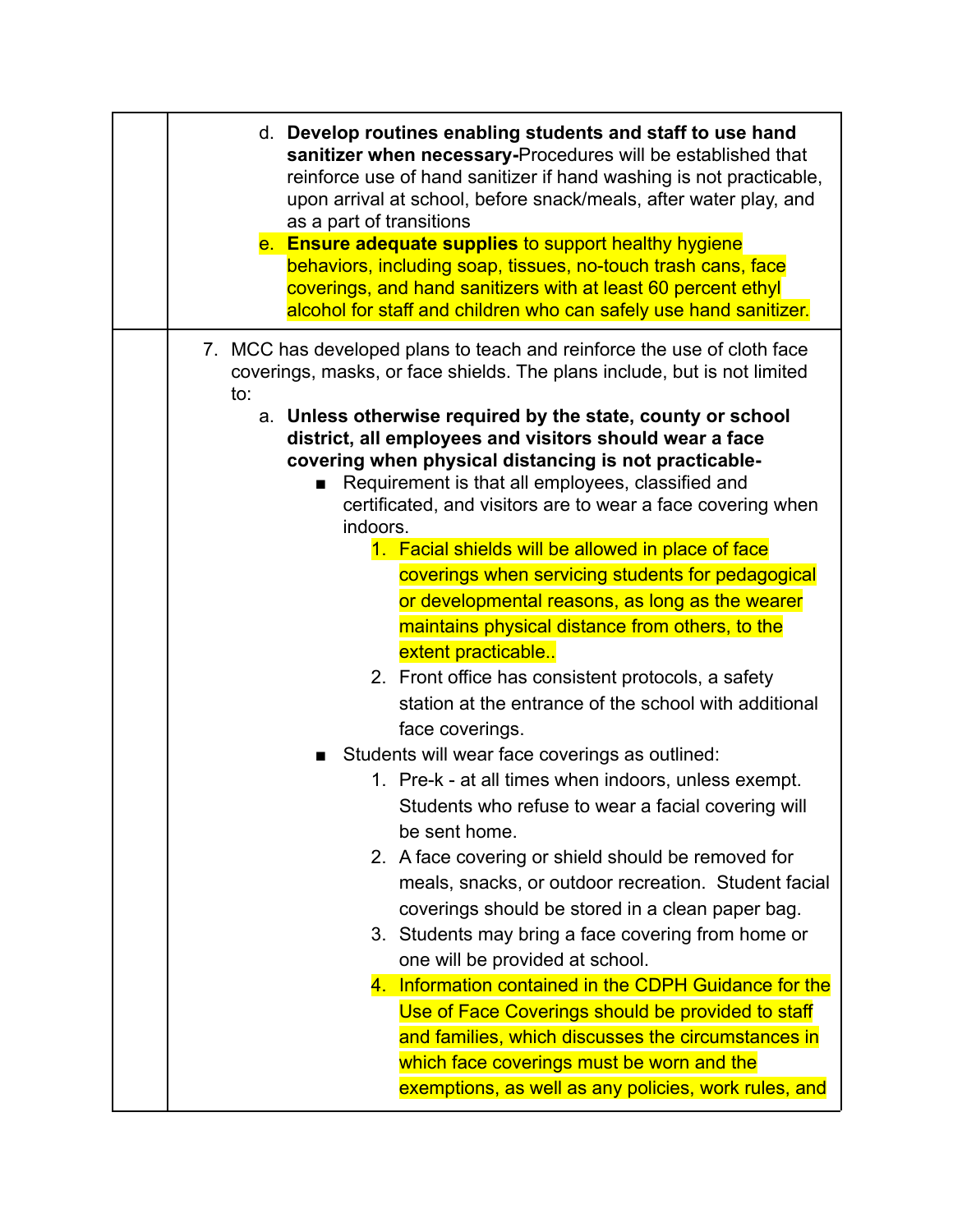| | |
|---|---|
| | d. **Develop routines enabling students and staff to use hand sanitizer when necessary-**Procedures will be established that reinforce use of hand sanitizer if hand washing is not practicable, upon arrival at school, before snack/meals, after water play, and as a part of transitions<br>e. **Ensure adequate supplies** to support healthy hygiene behaviors, including soap, tissues, no-touch trash cans, face coverings, and hand sanitizers with at least 60 percent ethyl alcohol for staff and children who can safely use hand sanitizer. |
| | 7. MCC has developed plans to teach and reinforce the use of cloth face coverings, masks, or face shields. The plans include, but is not limited to:<br>a. **Unless otherwise required by the state, county or school district, all employees and visitors should wear a face covering when physical distancing is not practicable-**<br>■ Requirement is that all employees, classified and certificated, and visitors are to wear a face covering when indoors.<br>1. Facial shields will be allowed in place of face coverings when servicing students for pedagogical or developmental reasons, as long as the wearer maintains physical distance from others, to the extent practicable..<br>2. Front office has consistent protocols, a safety station at the entrance of the school with additional face coverings.<br>■ Students will wear face coverings as outlined:<br>1. Pre-k - at all times when indoors, unless exempt. Students who refuse to wear a facial covering will be sent home.<br>2. A face covering or shield should be removed for meals, snacks, or outdoor recreation. Student facial coverings should be stored in a clean paper bag.<br>3. Students may bring a face covering from home or one will be provided at school.<br>4. Information contained in the CDPH Guidance for the Use of Face Coverings should be provided to staff and families, which discusses the circumstances in which face coverings must be worn and the exemptions, as well as any policies, work rules, and |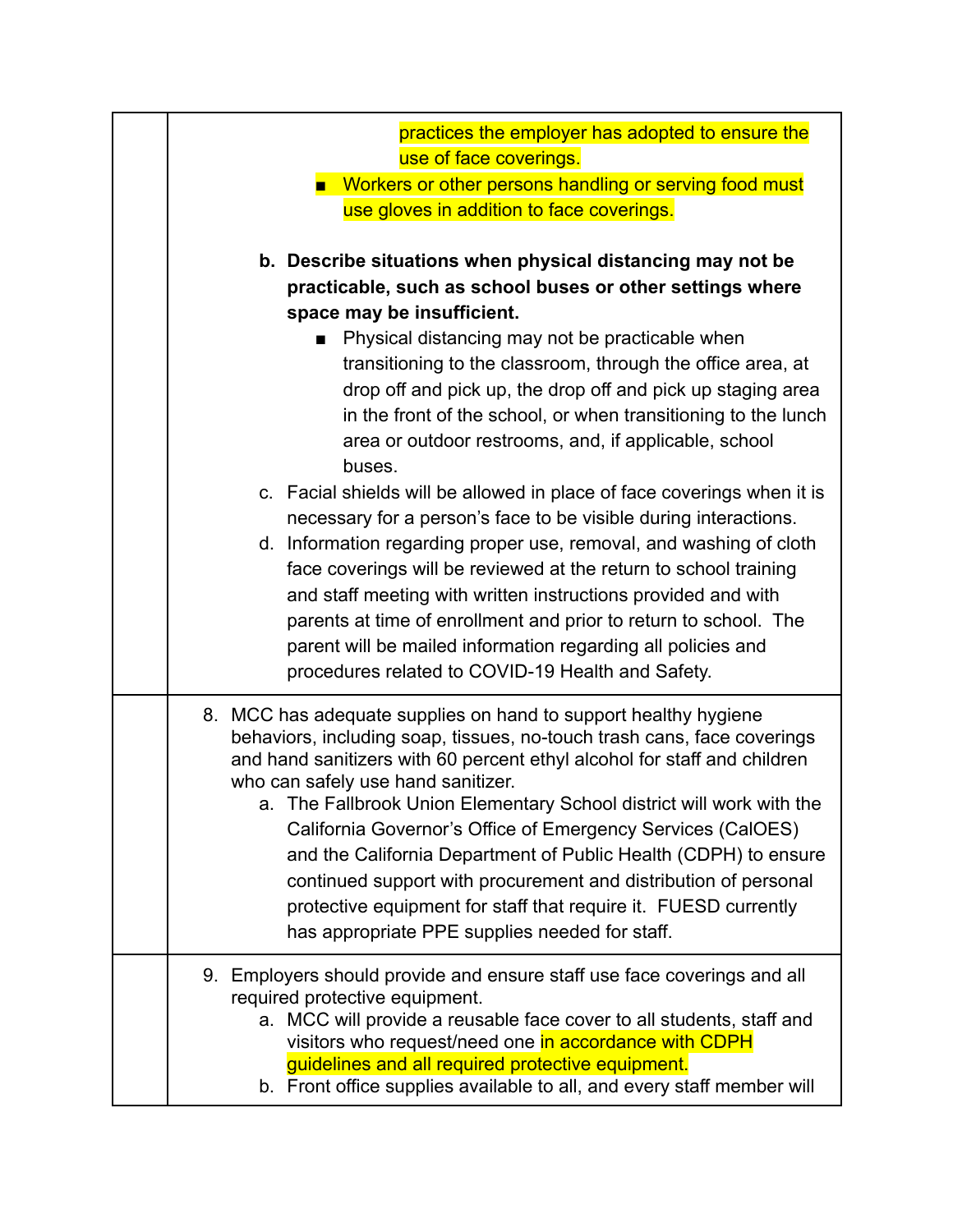| | practices the employer has adopted to ensure the use of face coverings.<br>■ Workers or other persons handling or serving food must use gloves in addition to face coverings.<br><br>**b. Describe situations when physical distancing may not be practicable, such as school buses or other settings where space may be insufficient.**<br>■ Physical distancing may not be practicable when transitioning to the classroom, through the office area, at drop off and pick up, the drop off and pick up staging area in the front of the school, or when transitioning to the lunch area or outdoor restrooms, and, if applicable, school buses.<br>c. Facial shields will be allowed in place of face coverings when it is necessary for a person's face to be visible during interactions.<br>d. Information regarding proper use, removal, and washing of cloth face coverings will be reviewed at the return to school training and staff meeting with written instructions provided and with parents at time of enrollment and prior to return to school. The parent will be mailed information regarding all policies and procedures related to COVID-19 Health and Safety. |
|---|---|
| | 8. MCC has adequate supplies on hand to support healthy hygiene behaviors, including soap, tissues, no-touch trash cans, face coverings and hand sanitizers with 60 percent ethyl alcohol for staff and children who can safely use hand sanitizer.<br>a. The Fallbrook Union Elementary School district will work with the California Governor's Office of Emergency Services (CalOES) and the California Department of Public Health (CDPH) to ensure continued support with procurement and distribution of personal protective equipment for staff that require it. FUESD currently has appropriate PPE supplies needed for staff. |
| | 9. Employers should provide and ensure staff use face coverings and all required protective equipment.<br>a. MCC will provide a reusable face cover to all students, staff and visitors who request/need one in accordance with CDPH guidelines and all required protective equipment.<br>b. Front office supplies available to all, and every staff member will |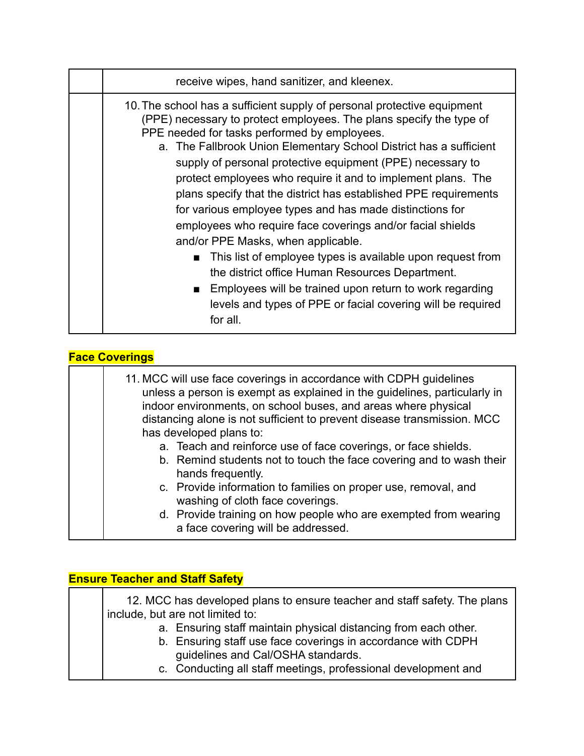| | |
|---|---|
| | receive wipes, hand sanitizer, and kleenex. |
| | 10. The school has a sufficient supply of personal protective equipment (PPE) necessary to protect employees. The plans specify the type of PPE needed for tasks performed by employees.<br>a. The Fallbrook Union Elementary School District has a sufficient supply of personal protective equipment (PPE) necessary to protect employees who require it and to implement plans. The plans specify that the district has established PPE requirements for various employee types and has made distinctions for employees who require face coverings and/or facial shields and/or PPE Masks, when applicable.<br>■ This list of employee types is available upon request from the district office Human Resources Department.<br>■ Employees will be trained upon return to work regarding levels and types of PPE or facial covering will be required for all. |

## Face Coverings

| | |
|---|---|
| | 11. MCC will use face coverings in accordance with CDPH guidelines unless a person is exempt as explained in the guidelines, particularly in indoor environments, on school buses, and areas where physical distancing alone is not sufficient to prevent disease transmission. MCC has developed plans to:<br>a. Teach and reinforce use of face coverings, or face shields.<br>b. Remind students not to touch the face covering and to wash their hands frequently.<br>c. Provide information to families on proper use, removal, and washing of cloth face coverings.<br>d. Provide training on how people who are exempted from wearing a face covering will be addressed. |

## Ensure Teacher and Staff Safety

| | |
|---|---|
| | 12. MCC has developed plans to ensure teacher and staff safety. The plans include, but are not limited to:<br>a. Ensuring staff maintain physical distancing from each other.<br>b. Ensuring staff use face coverings in accordance with CDPH guidelines and Cal/OSHA standards.<br>c. Conducting all staff meetings, professional development and |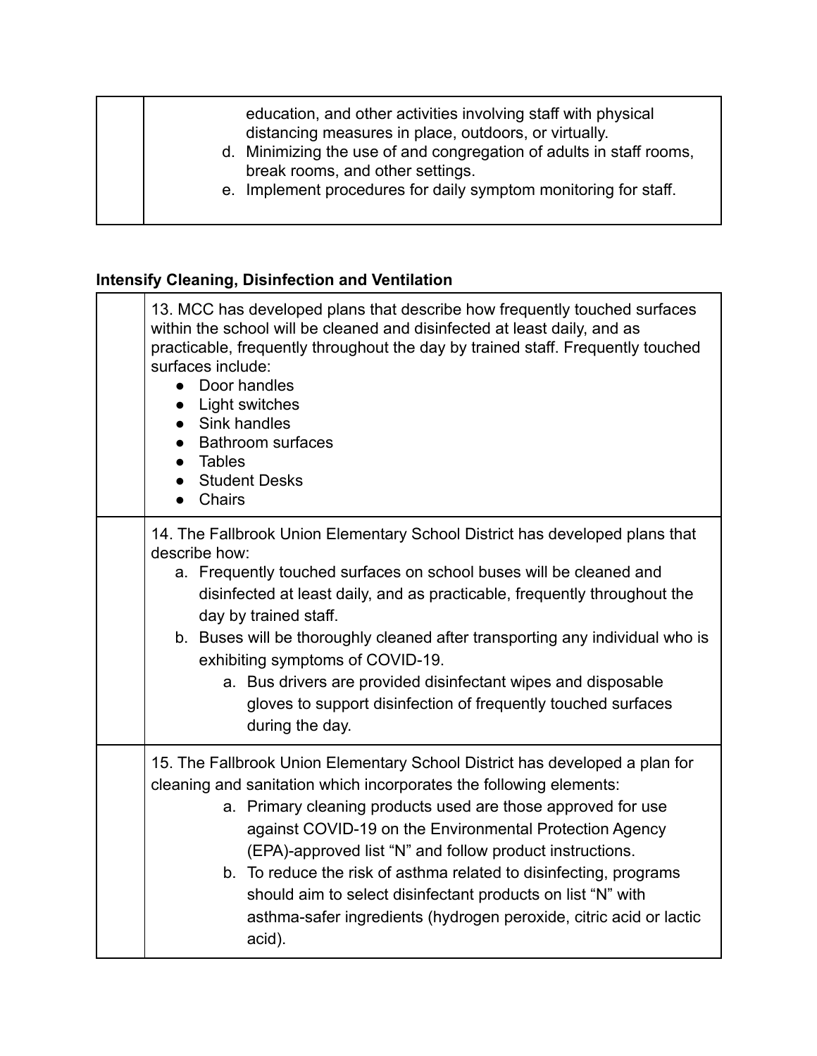| | education, and other activities involving staff with physical distancing measures in place, outdoors, or virtually.<br>d. Minimizing the use of and congregation of adults in staff rooms, break rooms, and other settings.<br>e. Implement procedures for daily symptom monitoring for staff. |
|---|---|

**Intensify Cleaning, Disinfection and Ventilation**

| | |
|---|---|
| | 13. MCC has developed plans that describe how frequently touched surfaces within the school will be cleaned and disinfected at least daily, and as practicable, frequently throughout the day by trained staff. Frequently touched surfaces include:<br>● Door handles<br>● Light switches<br>● Sink handles<br>● Bathroom surfaces<br>● Tables<br>● Student Desks<br>● Chairs |
| | 14. The Fallbrook Union Elementary School District has developed plans that describe how:<br>a. Frequently touched surfaces on school buses will be cleaned and disinfected at least daily, and as practicable, frequently throughout the day by trained staff.<br>b. Buses will be thoroughly cleaned after transporting any individual who is exhibiting symptoms of COVID-19.<br>a. Bus drivers are provided disinfectant wipes and disposable gloves to support disinfection of frequently touched surfaces during the day. |
| | 15. The Fallbrook Union Elementary School District has developed a plan for cleaning and sanitation which incorporates the following elements:<br>a. Primary cleaning products used are those approved for use against COVID-19 on the Environmental Protection Agency (EPA)-approved list "N" and follow product instructions.<br>b. To reduce the risk of asthma related to disinfecting, programs should aim to select disinfectant products on list "N" with asthma-safer ingredients (hydrogen peroxide, citric acid or lactic acid). |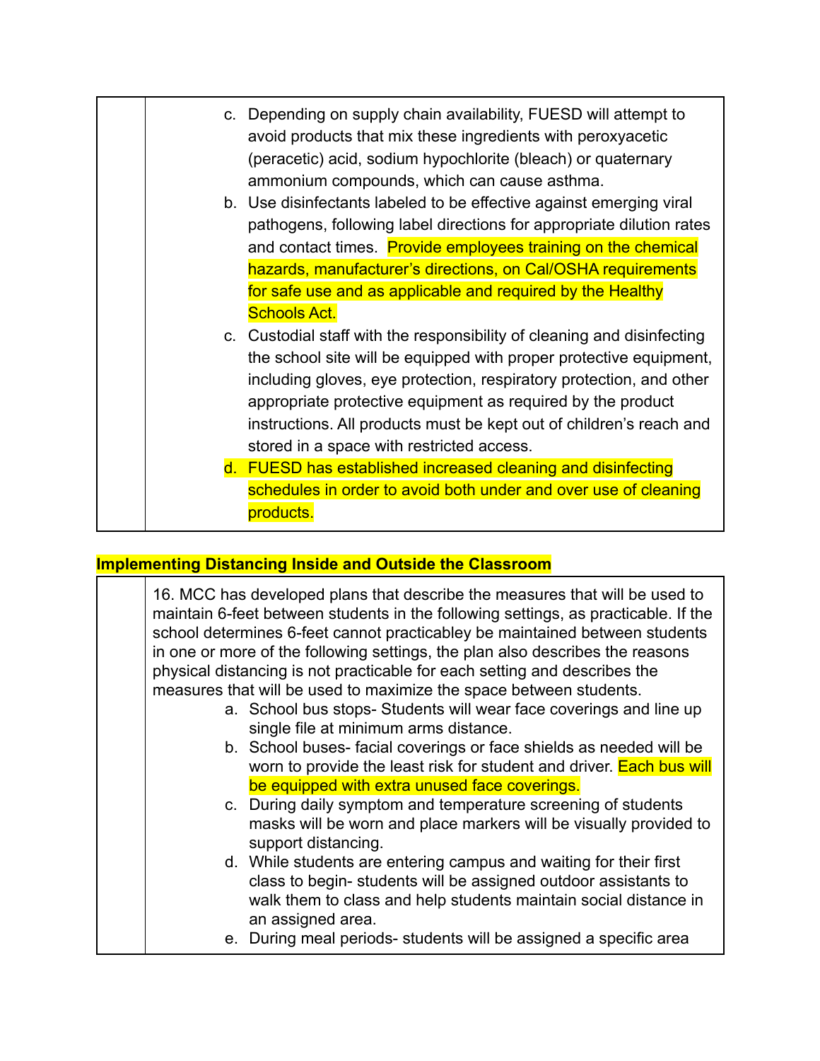c. Depending on supply chain availability, FUESD will attempt to avoid products that mix these ingredients with peroxyacetic (peracetic) acid, sodium hypochlorite (bleach) or quaternary ammonium compounds, which can cause asthma.

b. Use disinfectants labeled to be effective against emerging viral pathogens, following label directions for appropriate dilution rates and contact times. Provide employees training on the chemical hazards, manufacturer's directions, on Cal/OSHA requirements for safe use and as applicable and required by the Healthy Schools Act.

c. Custodial staff with the responsibility of cleaning and disinfecting the school site will be equipped with proper protective equipment, including gloves, eye protection, respiratory protection, and other appropriate protective equipment as required by the product instructions. All products must be kept out of children's reach and stored in a space with restricted access.

d. FUESD has established increased cleaning and disinfecting schedules in order to avoid both under and over use of cleaning products.

## Implementing Distancing Inside and Outside the Classroom

16. MCC has developed plans that describe the measures that will be used to maintain 6-feet between students in the following settings, as practicable. If the school determines 6-feet cannot practicabley be maintained between students in one or more of the following settings, the plan also describes the reasons physical distancing is not practicable for each setting and describes the measures that will be used to maximize the space between students.

a. School bus stops- Students will wear face coverings and line up single file at minimum arms distance.

b. School buses- facial coverings or face shields as needed will be worn to provide the least risk for student and driver. Each bus will be equipped with extra unused face coverings.

c. During daily symptom and temperature screening of students masks will be worn and place markers will be visually provided to support distancing.

d. While students are entering campus and waiting for their first class to begin- students will be assigned outdoor assistants to walk them to class and help students maintain social distance in an assigned area.

e. During meal periods- students will be assigned a specific area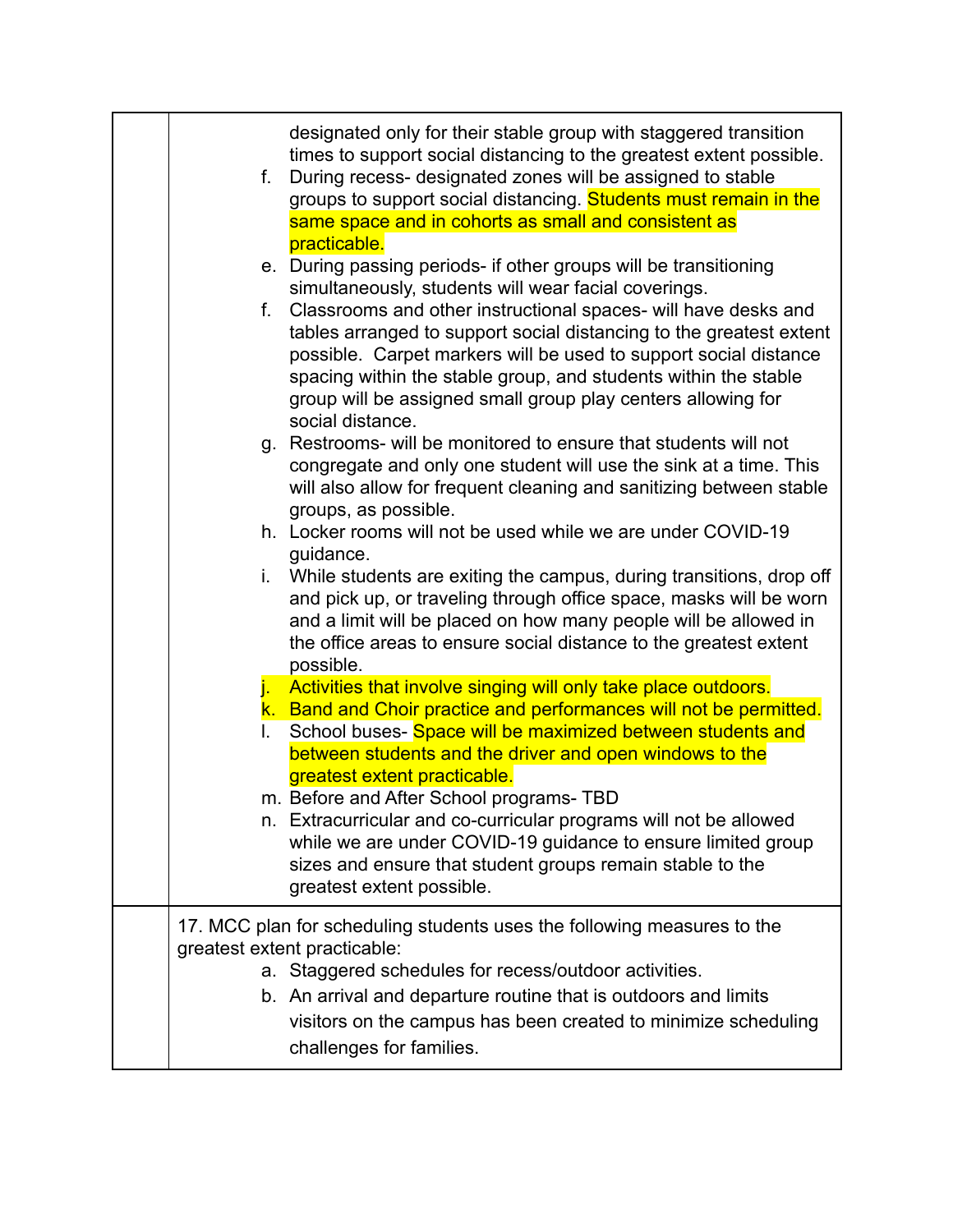| | |
|---|---|
| | designated only for their stable group with staggered transition times to support social distancing to the greatest extent possible.<br>f. During recess- designated zones will be assigned to stable groups to support social distancing. Students must remain in the same space and in cohorts as small and consistent as practicable.<br>e. During passing periods- if other groups will be transitioning simultaneously, students will wear facial coverings.<br>f. Classrooms and other instructional spaces- will have desks and tables arranged to support social distancing to the greatest extent possible. Carpet markers will be used to support social distance spacing within the stable group, and students within the stable group will be assigned small group play centers allowing for social distance.<br>g. Restrooms- will be monitored to ensure that students will not congregate and only one student will use the sink at a time. This will also allow for frequent cleaning and sanitizing between stable groups, as possible.<br>h. Locker rooms will not be used while we are under COVID-19 guidance.<br>i. While students are exiting the campus, during transitions, drop off and pick up, or traveling through office space, masks will be worn and a limit will be placed on how many people will be allowed in the office areas to ensure social distance to the greatest extent possible.<br>j. Activities that involve singing will only take place outdoors.<br>k. Band and Choir practice and performances will not be permitted.<br>l. School buses- Space will be maximized between students and between students and the driver and open windows to the greatest extent practicable.<br>m. Before and After School programs- TBD<br>n. Extracurricular and co-curricular programs will not be allowed while we are under COVID-19 guidance to ensure limited group sizes and ensure that student groups remain stable to the greatest extent possible. |
| | 17. MCC plan for scheduling students uses the following measures to the greatest extent practicable:<br>a. Staggered schedules for recess/outdoor activities.<br>b. An arrival and departure routine that is outdoors and limits visitors on the campus has been created to minimize scheduling challenges for families. |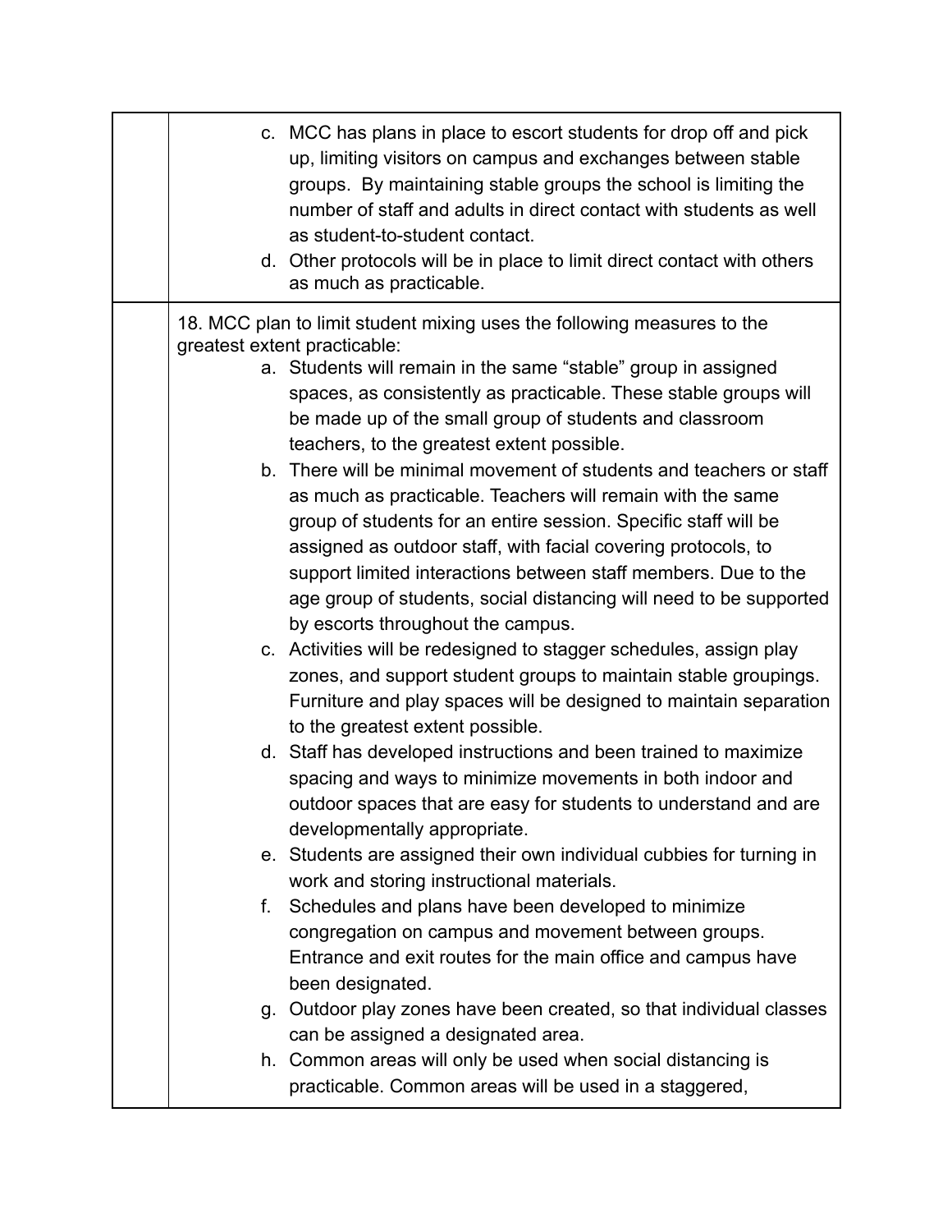|   |   |
|---|---|
| | c. MCC has plans in place to escort students for drop off and pick up, limiting visitors on campus and exchanges between stable groups. By maintaining stable groups the school is limiting the number of staff and adults in direct contact with students as well as student-to-student contact.<br>d. Other protocols will be in place to limit direct contact with others as much as practicable. |
| | 18. MCC plan to limit student mixing uses the following measures to the greatest extent practicable:<br>a. Students will remain in the same “stable” group in assigned spaces, as consistently as practicable. These stable groups will be made up of the small group of students and classroom teachers, to the greatest extent possible.<br>b. There will be minimal movement of students and teachers or staff as much as practicable. Teachers will remain with the same group of students for an entire session. Specific staff will be assigned as outdoor staff, with facial covering protocols, to support limited interactions between staff members. Due to the age group of students, social distancing will need to be supported by escorts throughout the campus.<br>c. Activities will be redesigned to stagger schedules, assign play zones, and support student groups to maintain stable groupings. Furniture and play spaces will be designed to maintain separation to the greatest extent possible.<br>d. Staff has developed instructions and been trained to maximize spacing and ways to minimize movements in both indoor and outdoor spaces that are easy for students to understand and are developmentally appropriate.<br>e. Students are assigned their own individual cubbies for turning in work and storing instructional materials.<br>f. Schedules and plans have been developed to minimize congregation on campus and movement between groups. Entrance and exit routes for the main office and campus have been designated.<br>g. Outdoor play zones have been created, so that individual classes can be assigned a designated area.<br>h. Common areas will only be used when social distancing is practicable. Common areas will be used in a staggered, |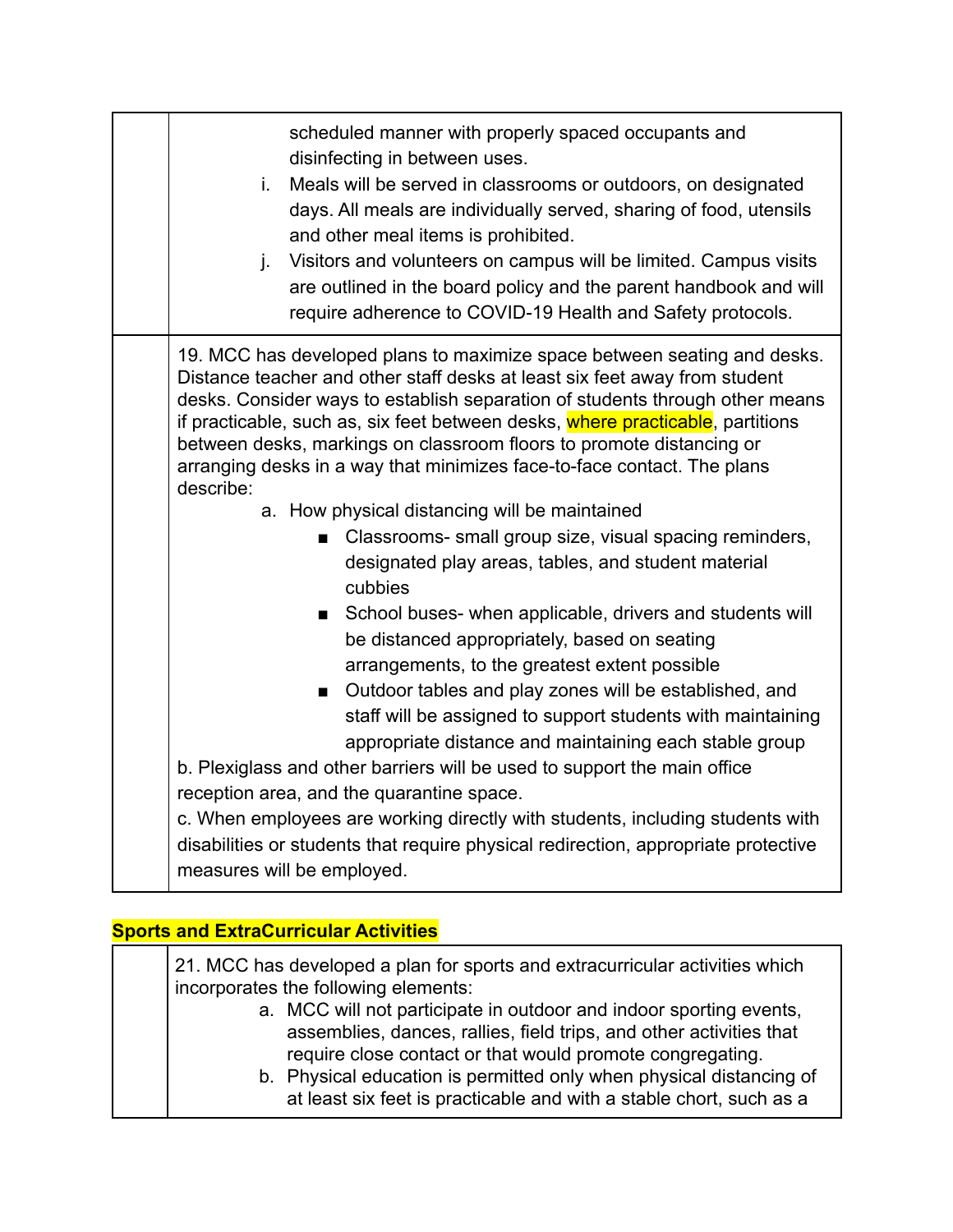| | |
|---|---|
| | scheduled manner with properly spaced occupants and disinfecting in between uses.<br>i. Meals will be served in classrooms or outdoors, on designated days. All meals are individually served, sharing of food, utensils and other meal items is prohibited.<br>j. Visitors and volunteers on campus will be limited. Campus visits are outlined in the board policy and the parent handbook and will require adherence to COVID-19 Health and Safety protocols. |
| | 19. MCC has developed plans to maximize space between seating and desks. Distance teacher and other staff desks at least six feet away from student desks. Consider ways to establish separation of students through other means if practicable, such as, six feet between desks, where practicable, partitions between desks, markings on classroom floors to promote distancing or arranging desks in a way that minimizes face-to-face contact. The plans describe:<br>a. How physical distancing will be maintained<br>■ Classrooms- small group size, visual spacing reminders, designated play areas, tables, and student material cubbies<br>■ School buses- when applicable, drivers and students will be distanced appropriately, based on seating arrangements, to the greatest extent possible<br>■ Outdoor tables and play zones will be established, and staff will be assigned to support students with maintaining appropriate distance and maintaining each stable group<br>b. Plexiglass and other barriers will be used to support the main office reception area, and the quarantine space.<br>c. When employees are working directly with students, including students with disabilities or students that require physical redirection, appropriate protective measures will be employed. |

**Sports and ExtraCurricular Activities**

| | |
|---|---|
| | 21. MCC has developed a plan for sports and extracurricular activities which incorporates the following elements:<br>a. MCC will not participate in outdoor and indoor sporting events, assemblies, dances, rallies, field trips, and other activities that require close contact or that would promote congregating.<br>b. Physical education is permitted only when physical distancing of at least six feet is practicable and with a stable chort, such as a |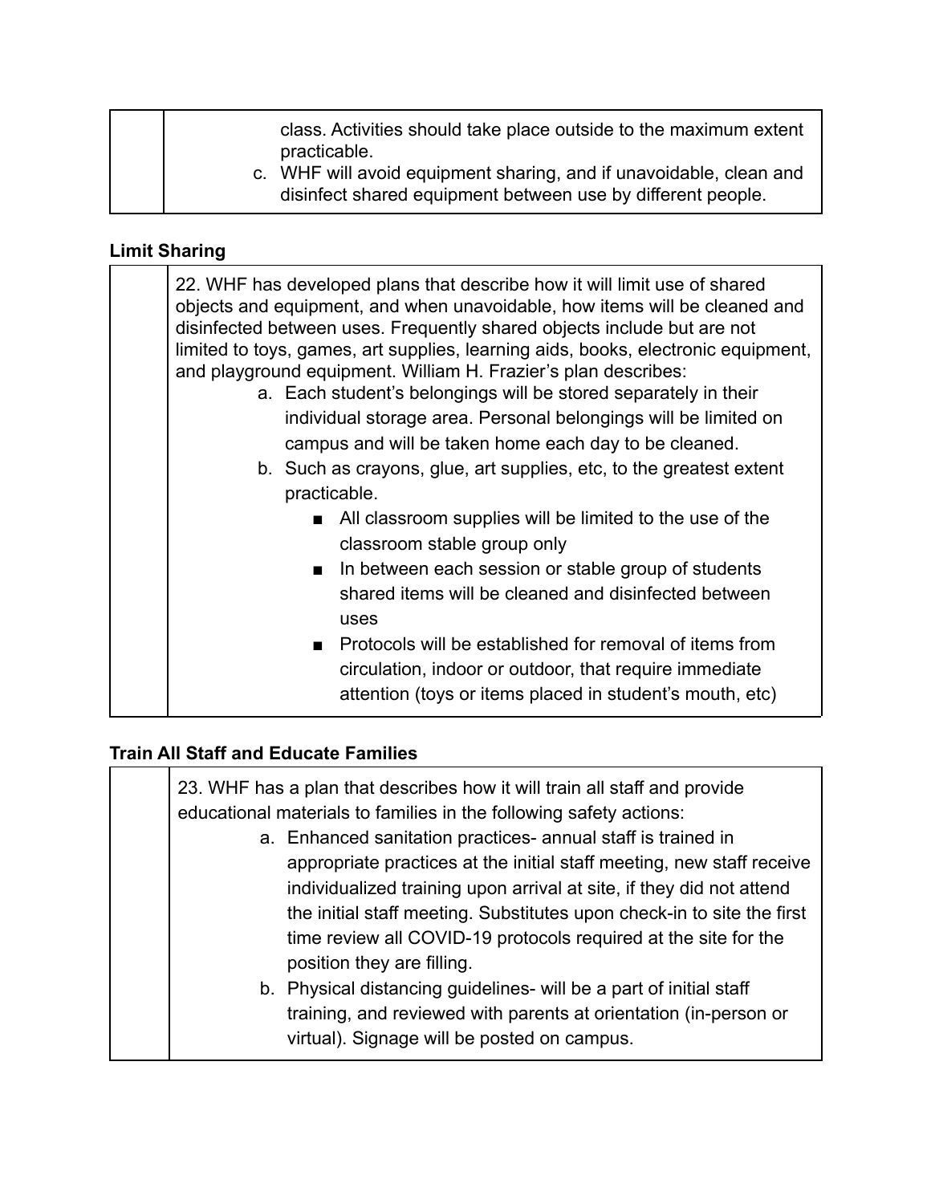| | class. Activities should take place outside to the maximum extent practicable.<br>c. WHF will avoid equipment sharing, and if unavoidable, clean and disinfect shared equipment between use by different people. |
|---|---|

**Limit Sharing**

| | 22. WHF has developed plans that describe how it will limit use of shared objects and equipment, and when unavoidable, how items will be cleaned and disinfected between uses. Frequently shared objects include but are not limited to toys, games, art supplies, learning aids, books, electronic equipment, and playground equipment. William H. Frazier's plan describes:<br>a. Each student's belongings will be stored separately in their individual storage area. Personal belongings will be limited on campus and will be taken home each day to be cleaned.<br>b. Such as crayons, glue, art supplies, etc, to the greatest extent practicable.<br>■ All classroom supplies will be limited to the use of the classroom stable group only<br>■ In between each session or stable group of students shared items will be cleaned and disinfected between uses<br>■ Protocols will be established for removal of items from circulation, indoor or outdoor, that require immediate attention (toys or items placed in student's mouth, etc) |
|---|---|

**Train All Staff and Educate Families**

| | 23. WHF has a plan that describes how it will train all staff and provide educational materials to families in the following safety actions:<br>a. Enhanced sanitation practices- annual staff is trained in appropriate practices at the initial staff meeting, new staff receive individualized training upon arrival at site, if they did not attend the initial staff meeting. Substitutes upon check-in to site the first time review all COVID-19 protocols required at the site for the position they are filling.<br>b. Physical distancing guidelines- will be a part of initial staff training, and reviewed with parents at orientation (in-person or virtual). Signage will be posted on campus. |
|---|---|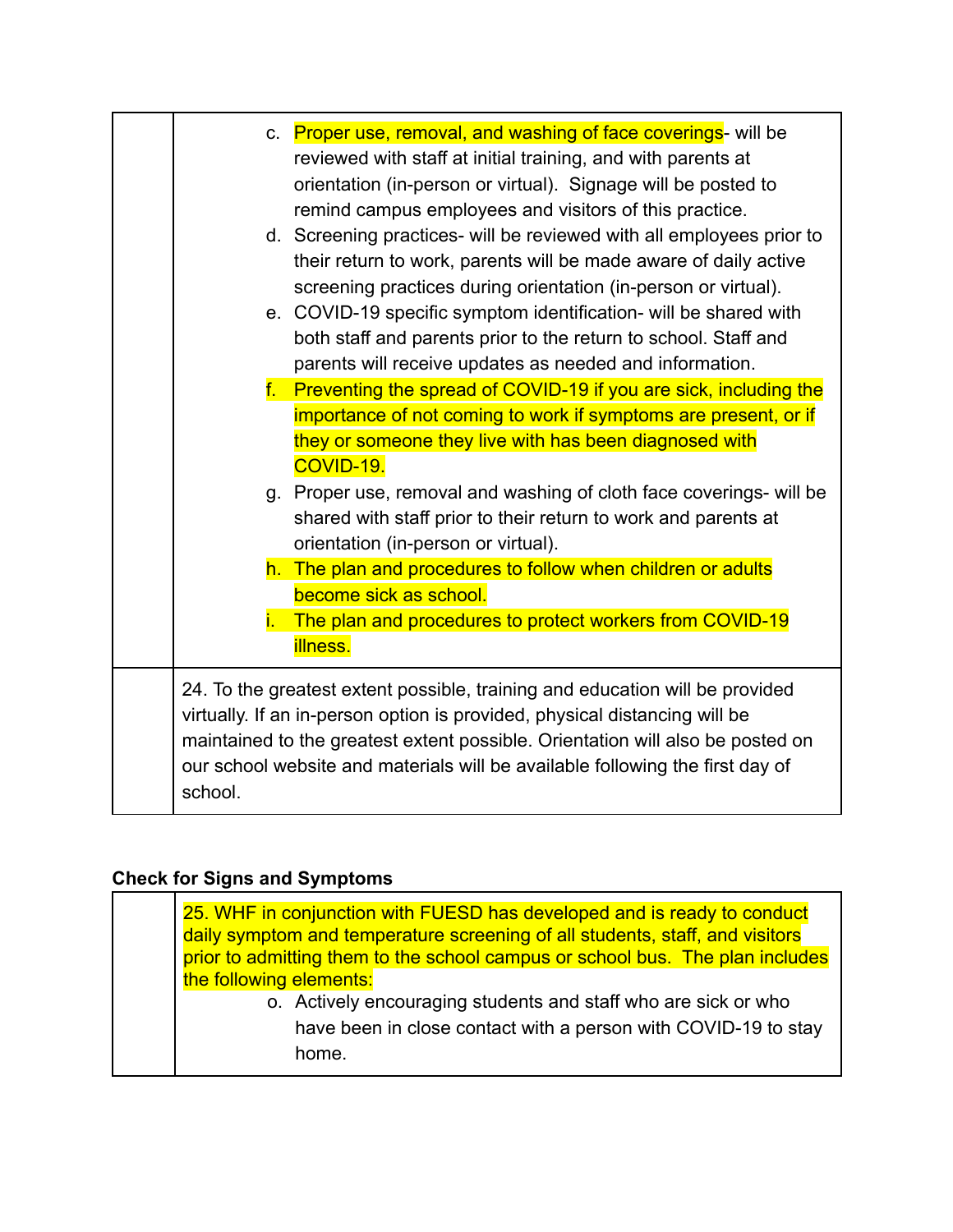| | c. Proper use, removal, and washing of face coverings- will be reviewed with staff at initial training, and with parents at orientation (in-person or virtual). Signage will be posted to remind campus employees and visitors of this practice.<br>d. Screening practices- will be reviewed with all employees prior to their return to work, parents will be made aware of daily active screening practices during orientation (in-person or virtual).<br>e. COVID-19 specific symptom identification- will be shared with both staff and parents prior to the return to school. Staff and parents will receive updates as needed and information.<br>f. Preventing the spread of COVID-19 if you are sick, including the importance of not coming to work if symptoms are present, or if they or someone they live with has been diagnosed with COVID-19.<br>g. Proper use, removal and washing of cloth face coverings- will be shared with staff prior to their return to work and parents at orientation (in-person or virtual).<br>h. The plan and procedures to follow when children or adults become sick as school.<br>i. The plan and procedures to protect workers from COVID-19 illness. |
|---|---|
| | 24. To the greatest extent possible, training and education will be provided virtually. If an in-person option is provided, physical distancing will be maintained to the greatest extent possible. Orientation will also be posted on our school website and materials will be available following the first day of school. |

**Check for Signs and Symptoms**

| | 25. WHF in conjunction with FUESD has developed and is ready to conduct daily symptom and temperature screening of all students, staff, and visitors prior to admitting them to the school campus or school bus. The plan includes the following elements:<br>o. Actively encouraging students and staff who are sick or who have been in close contact with a person with COVID-19 to stay home. |
|---|---|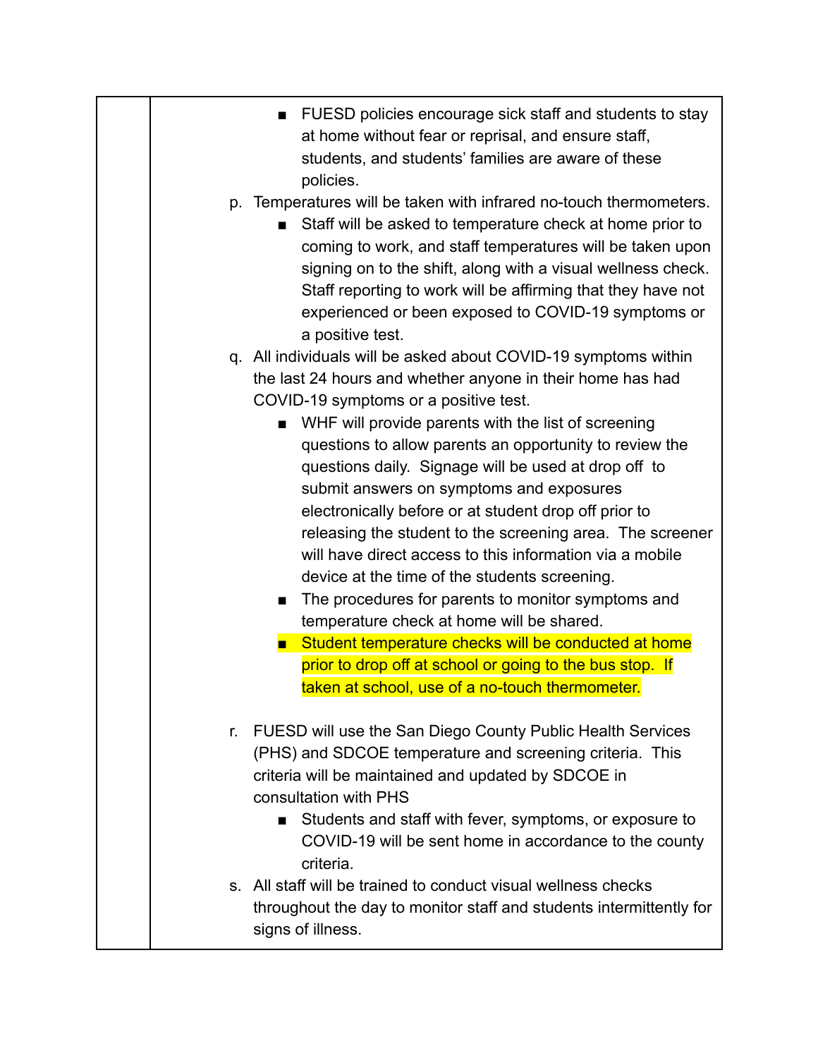- FUESD policies encourage sick staff and students to stay at home without fear or reprisal, and ensure staff, students, and students' families are aware of these policies.

p. Temperatures will be taken with infrared no-touch thermometers.
   - Staff will be asked to temperature check at home prior to coming to work, and staff temperatures will be taken upon signing on to the shift, along with a visual wellness check. Staff reporting to work will be affirming that they have not experienced or been exposed to COVID-19 symptoms or a positive test.

q. All individuals will be asked about COVID-19 symptoms within the last 24 hours and whether anyone in their home has had COVID-19 symptoms or a positive test.
   - WHF will provide parents with the list of screening questions to allow parents an opportunity to review the questions daily. Signage will be used at drop off to submit answers on symptoms and exposures electronically before or at student drop off prior to releasing the student to the screening area. The screener will have direct access to this information via a mobile device at the time of the students screening.
   - The procedures for parents to monitor symptoms and temperature check at home will be shared.
   - Student temperature checks will be conducted at home prior to drop off at school or going to the bus stop. If taken at school, use of a no-touch thermometer.

r. FUESD will use the San Diego County Public Health Services (PHS) and SDCOE temperature and screening criteria. This criteria will be maintained and updated by SDCOE in consultation with PHS
   - Students and staff with fever, symptoms, or exposure to COVID-19 will be sent home in accordance to the county criteria.

s. All staff will be trained to conduct visual wellness checks throughout the day to monitor staff and students intermittently for signs of illness.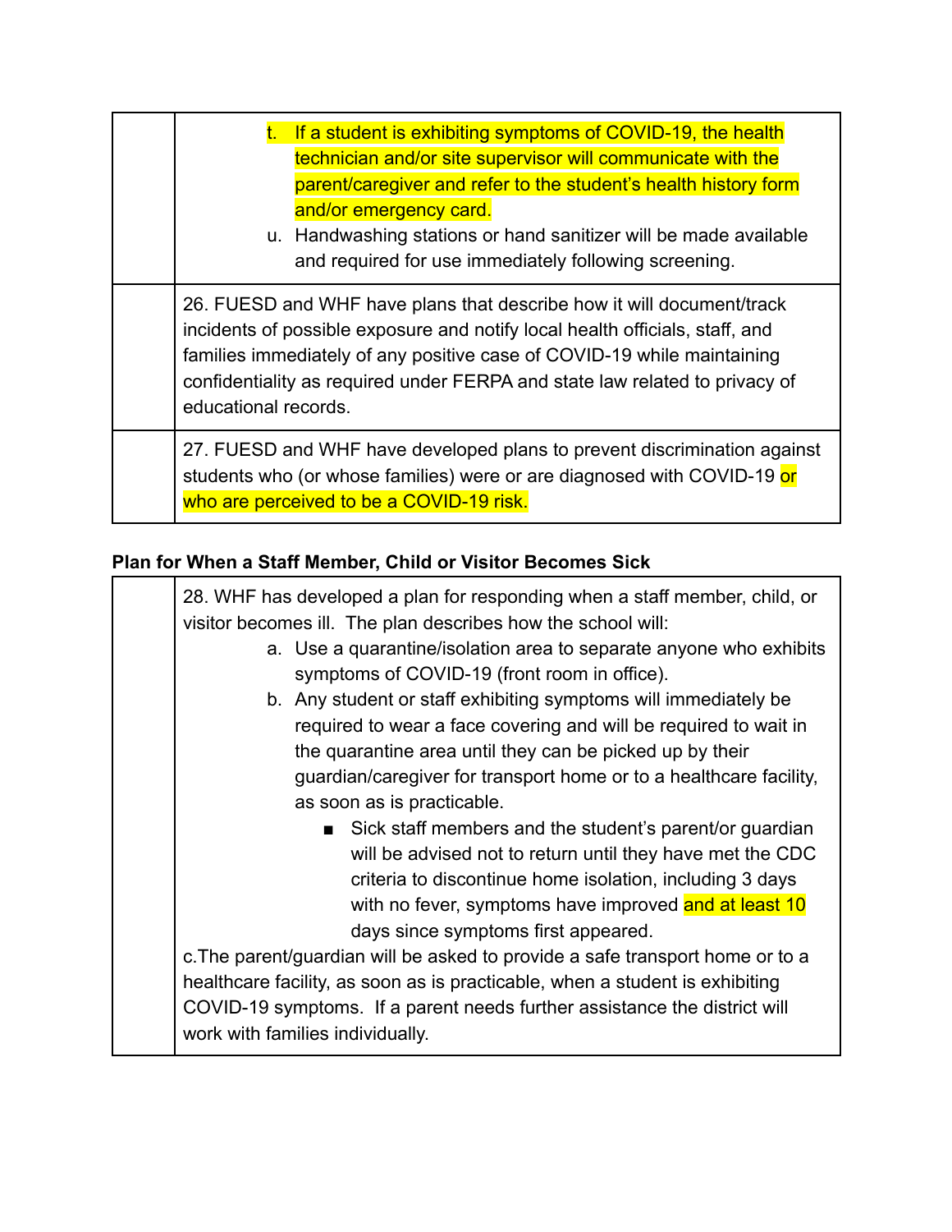| | |
|---|---|
| | t. If a student is exhibiting symptoms of COVID-19, the health technician and/or site supervisor will communicate with the parent/caregiver and refer to the student's health history form and/or emergency card.<br>u. Handwashing stations or hand sanitizer will be made available and required for use immediately following screening. |
| | 26. FUESD and WHF have plans that describe how it will document/track incidents of possible exposure and notify local health officials, staff, and families immediately of any positive case of COVID-19 while maintaining confidentiality as required under FERPA and state law related to privacy of educational records. |
| | 27. FUESD and WHF have developed plans to prevent discrimination against students who (or whose families) were or are diagnosed with COVID-19 or who are perceived to be a COVID-19 risk. |

**Plan for When a Staff Member, Child or Visitor Becomes Sick**

| | |
|---|---|
| | 28. WHF has developed a plan for responding when a staff member, child, or visitor becomes ill. The plan describes how the school will:<br>a. Use a quarantine/isolation area to separate anyone who exhibits symptoms of COVID-19 (front room in office).<br>b. Any student or staff exhibiting symptoms will immediately be required to wear a face covering and will be required to wait in the quarantine area until they can be picked up by their guardian/caregiver for transport home or to a healthcare facility, as soon as is practicable.<br>■ Sick staff members and the student's parent/or guardian will be advised not to return until they have met the CDC criteria to discontinue home isolation, including 3 days with no fever, symptoms have improved and at least 10 days since symptoms first appeared.<br>c.The parent/guardian will be asked to provide a safe transport home or to a healthcare facility, as soon as is practicable, when a student is exhibiting COVID-19 symptoms. If a parent needs further assistance the district will work with families individually. |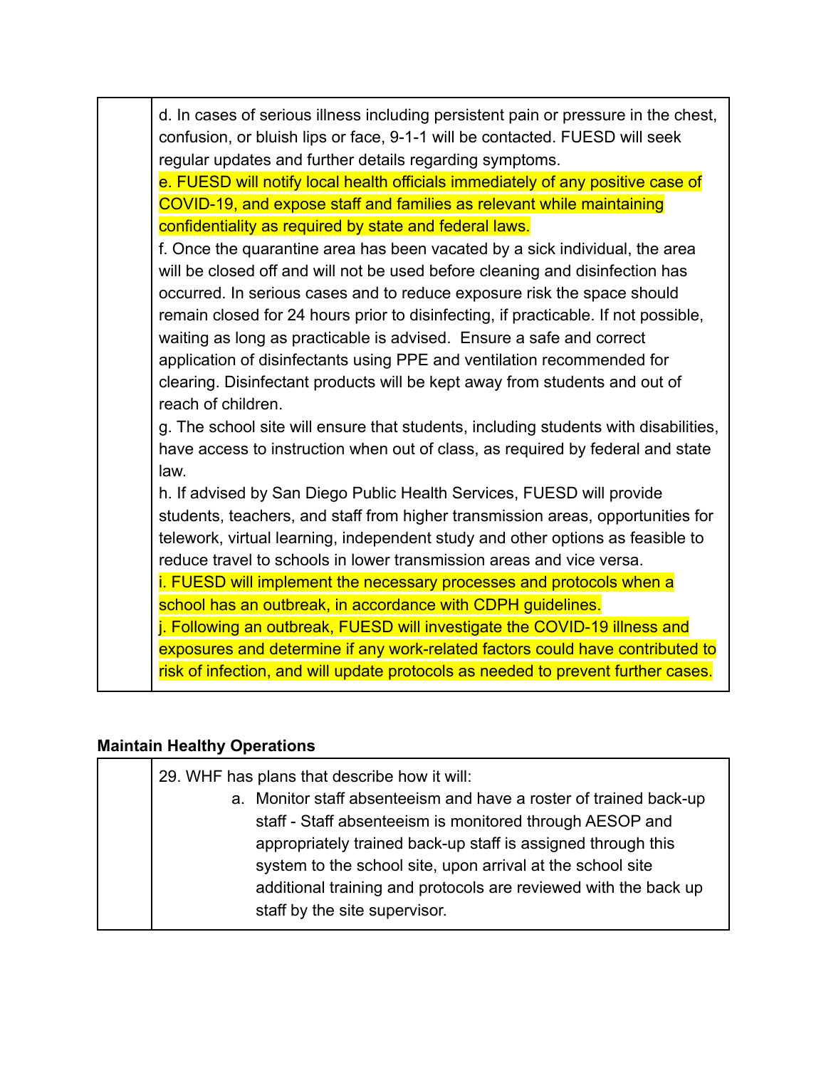| | d. In cases of serious illness including persistent pain or pressure in the chest, confusion, or bluish lips or face, 9-1-1 will be contacted. FUESD will seek regular updates and further details regarding symptoms.<br>e. FUESD will notify local health officials immediately of any positive case of COVID-19, and expose staff and families as relevant while maintaining confidentiality as required by state and federal laws.<br>f. Once the quarantine area has been vacated by a sick individual, the area will be closed off and will not be used before cleaning and disinfection has occurred. In serious cases and to reduce exposure risk the space should remain closed for 24 hours prior to disinfecting, if practicable. If not possible, waiting as long as practicable is advised. Ensure a safe and correct application of disinfectants using PPE and ventilation recommended for clearing. Disinfectant products will be kept away from students and out of reach of children.<br>g. The school site will ensure that students, including students with disabilities, have access to instruction when out of class, as required by federal and state law.<br>h. If advised by San Diego Public Health Services, FUESD will provide students, teachers, and staff from higher transmission areas, opportunities for telework, virtual learning, independent study and other options as feasible to reduce travel to schools in lower transmission areas and vice versa.<br>i. FUESD will implement the necessary processes and protocols when a school has an outbreak, in accordance with CDPH guidelines.<br>j. Following an outbreak, FUESD will investigate the COVID-19 illness and exposures and determine if any work-related factors could have contributed to risk of infection, and will update protocols as needed to prevent further cases. |
|---|---|

**Maintain Healthy Operations**

| | 29. WHF has plans that describe how it will:<br>a. Monitor staff absenteeism and have a roster of trained back-up staff - Staff absenteeism is monitored through AESOP and appropriately trained back-up staff is assigned through this system to the school site, upon arrival at the school site additional training and protocols are reviewed with the back up staff by the site supervisor. |
|---|---|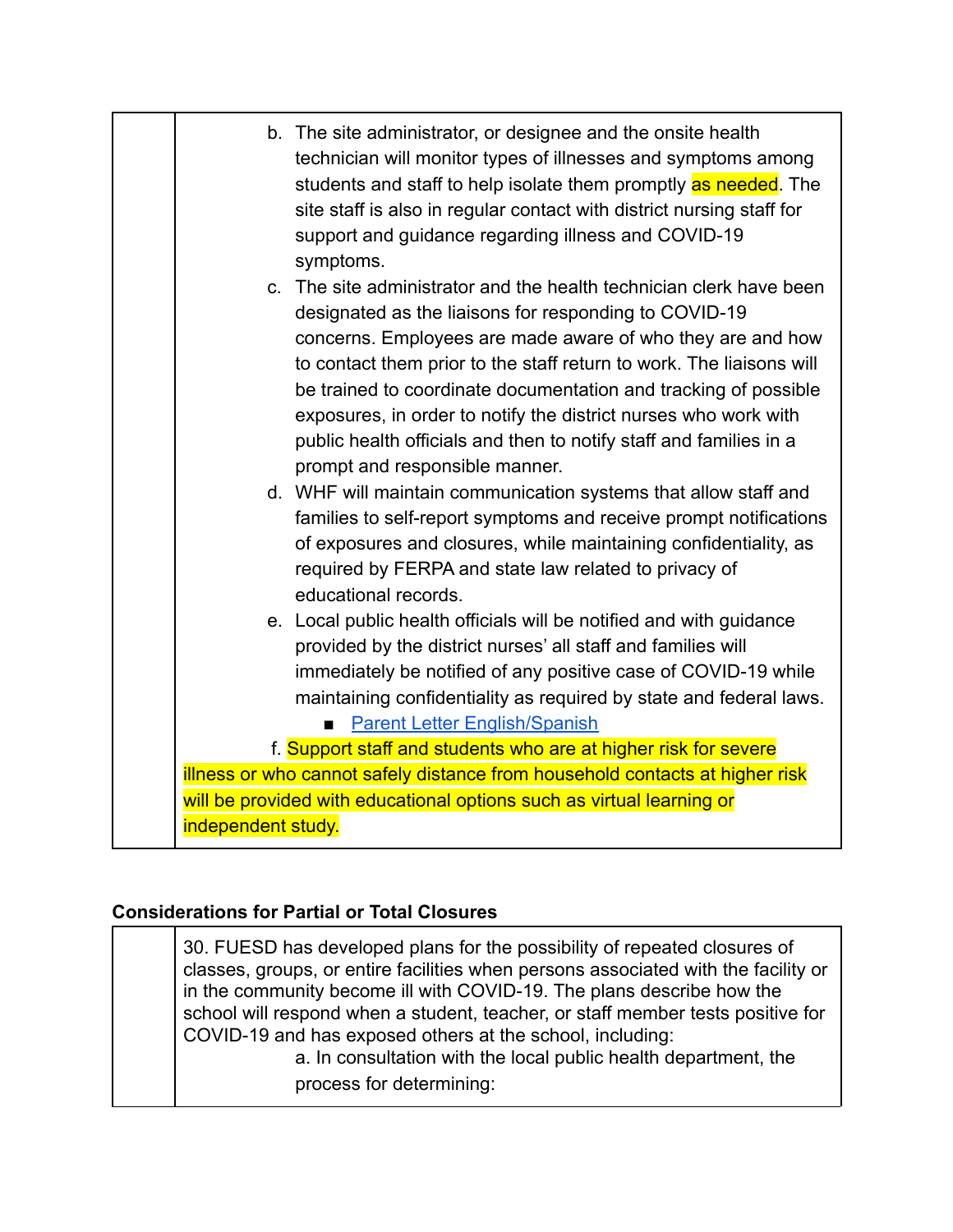| | b. The site administrator, or designee and the onsite health technician will monitor types of illnesses and symptoms among students and staff to help isolate them promptly as needed. The site staff is also in regular contact with district nursing staff for support and guidance regarding illness and COVID-19 symptoms.<br>c. The site administrator and the health technician clerk have been designated as the liaisons for responding to COVID-19 concerns. Employees are made aware of who they are and how to contact them prior to the staff return to work. The liaisons will be trained to coordinate documentation and tracking of possible exposures, in order to notify the district nurses who work with public health officials and then to notify staff and families in a prompt and responsible manner.<br>d. WHF will maintain communication systems that allow staff and families to self-report symptoms and receive prompt notifications of exposures and closures, while maintaining confidentiality, as required by FERPA and state law related to privacy of educational records.<br>e. Local public health officials will be notified and with guidance provided by the district nurses' all staff and families will immediately be notified of any positive case of COVID-19 while maintaining confidentiality as required by state and federal laws.<br>■ Parent Letter English/Spanish<br>f. Support staff and students who are at higher risk for severe illness or who cannot safely distance from household contacts at higher risk will be provided with educational options such as virtual learning or independent study. |
|---|---|

**Considerations for Partial or Total Closures**

| | 30. FUESD has developed plans for the possibility of repeated closures of classes, groups, or entire facilities when persons associated with the facility or in the community become ill with COVID-19. The plans describe how the school will respond when a student, teacher, or staff member tests positive for COVID-19 and has exposed others at the school, including:<br>a. In consultation with the local public health department, the process for determining: |
|---|---|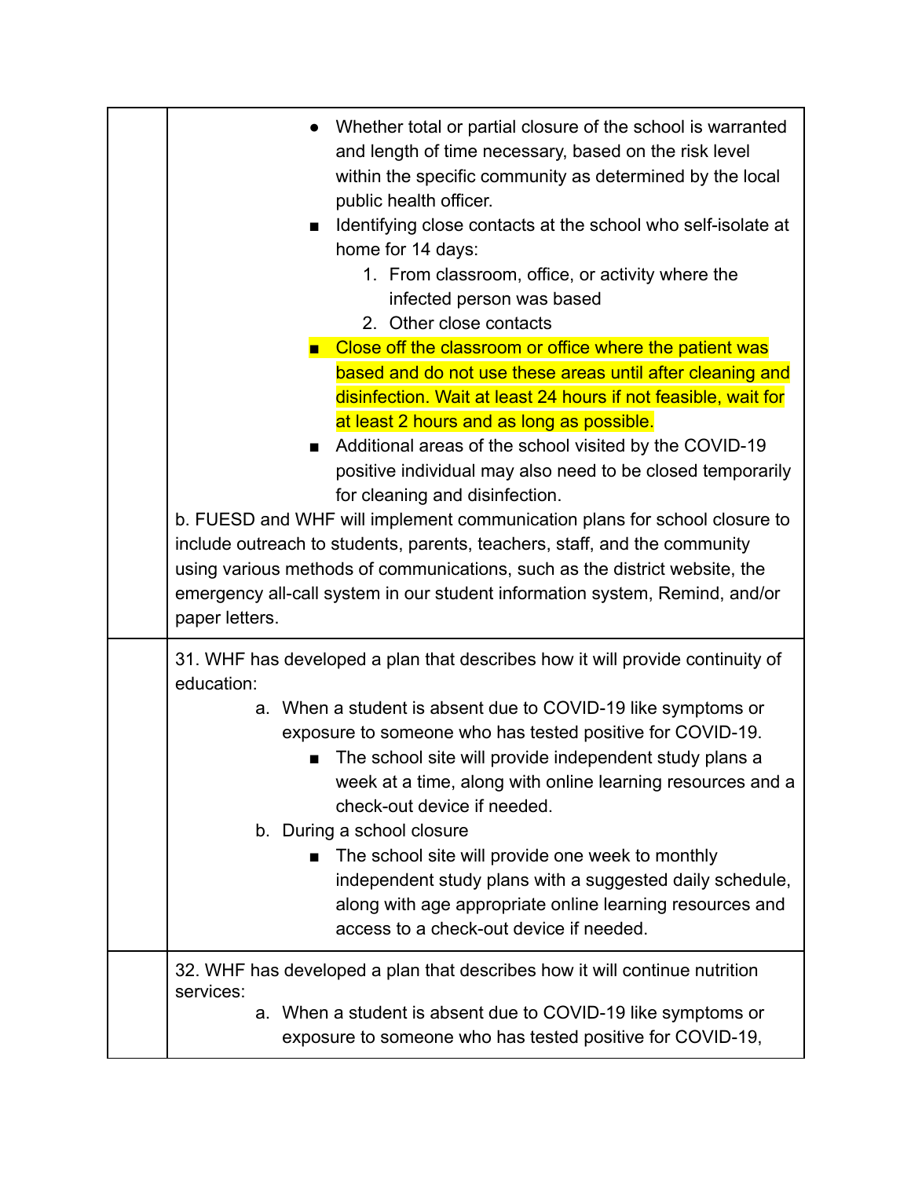| | |
|---|---|
| | - Whether total or partial closure of the school is warranted and length of time necessary, based on the risk level within the specific community as determined by the local public health officer.<br>- Identifying close contacts at the school who self-isolate at home for 14 days:<br>  1. From classroom, office, or activity where the infected person was based<br>  2. Other close contacts<br>- Close off the classroom or office where the patient was based and do not use these areas until after cleaning and disinfection. Wait at least 24 hours if not feasible, wait for at least 2 hours and as long as possible.<br>- Additional areas of the school visited by the COVID-19 positive individual may also need to be closed temporarily for cleaning and disinfection.<br><br>b. FUESD and WHF will implement communication plans for school closure to include outreach to students, parents, teachers, staff, and the community using various methods of communications, such as the district website, the emergency all-call system in our student information system, Remind, and/or paper letters. |
| | 31. WHF has developed a plan that describes how it will provide continuity of education:<br>a. When a student is absent due to COVID-19 like symptoms or exposure to someone who has tested positive for COVID-19.<br>- The school site will provide independent study plans a week at a time, along with online learning resources and a check-out device if needed.<br><br>b. During a school closure<br>- The school site will provide one week to monthly independent study plans with a suggested daily schedule, along with age appropriate online learning resources and access to a check-out device if needed. |
| | 32. WHF has developed a plan that describes how it will continue nutrition services:<br>a. When a student is absent due to COVID-19 like symptoms or exposure to someone who has tested positive for COVID-19, |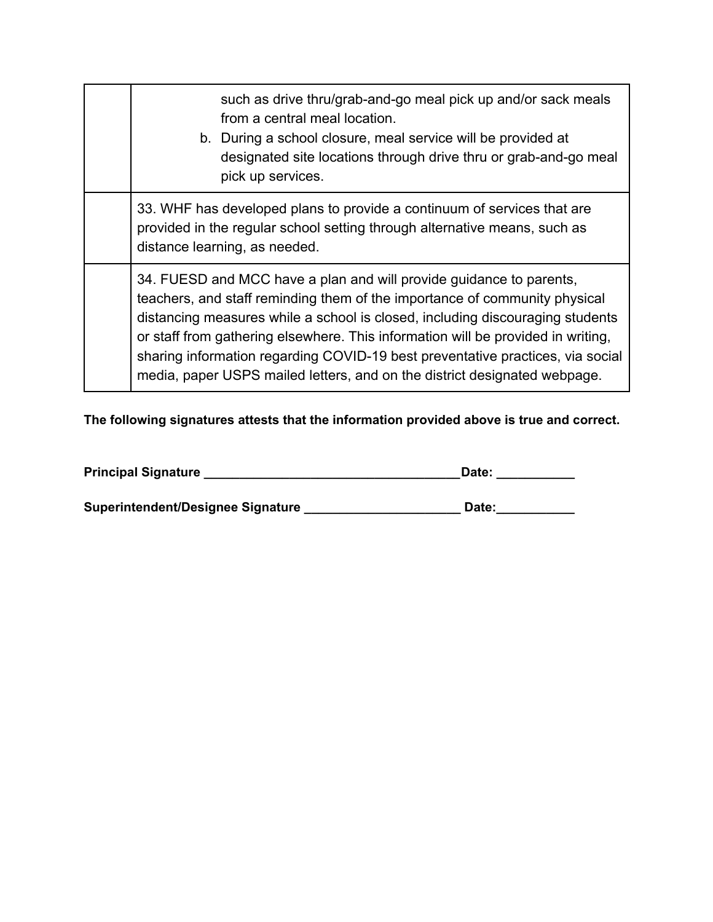| | |
|---|---|
| | such as drive thru/grab-and-go meal pick up and/or sack meals from a central meal location.<br>b. During a school closure, meal service will be provided at designated site locations through drive thru or grab-and-go meal pick up services. |
| | 33. WHF has developed plans to provide a continuum of services that are provided in the regular school setting through alternative means, such as distance learning, as needed. |
| | 34. FUESD and MCC have a plan and will provide guidance to parents, teachers, and staff reminding them of the importance of community physical distancing measures while a school is closed, including discouraging students or staff from gathering elsewhere. This information will be provided in writing, sharing information regarding COVID-19 best preventative practices, via social media, paper USPS mailed letters, and on the district designated webpage. |

**The following signatures attests that the information provided above is true and correct.**

**Principal Signature \_\_\_\_\_\_\_\_\_\_\_\_\_\_\_\_\_\_\_\_\_\_\_\_\_\_\_\_\_\_\_\_\_\_\_\_Date: \_\_\_\_\_\_\_\_\_\_\_**

**Superintendent/Designee Signature \_\_\_\_\_\_\_\_\_\_\_\_\_\_\_\_\_\_\_\_\_\_ Date:\_\_\_\_\_\_\_\_\_\_\_**